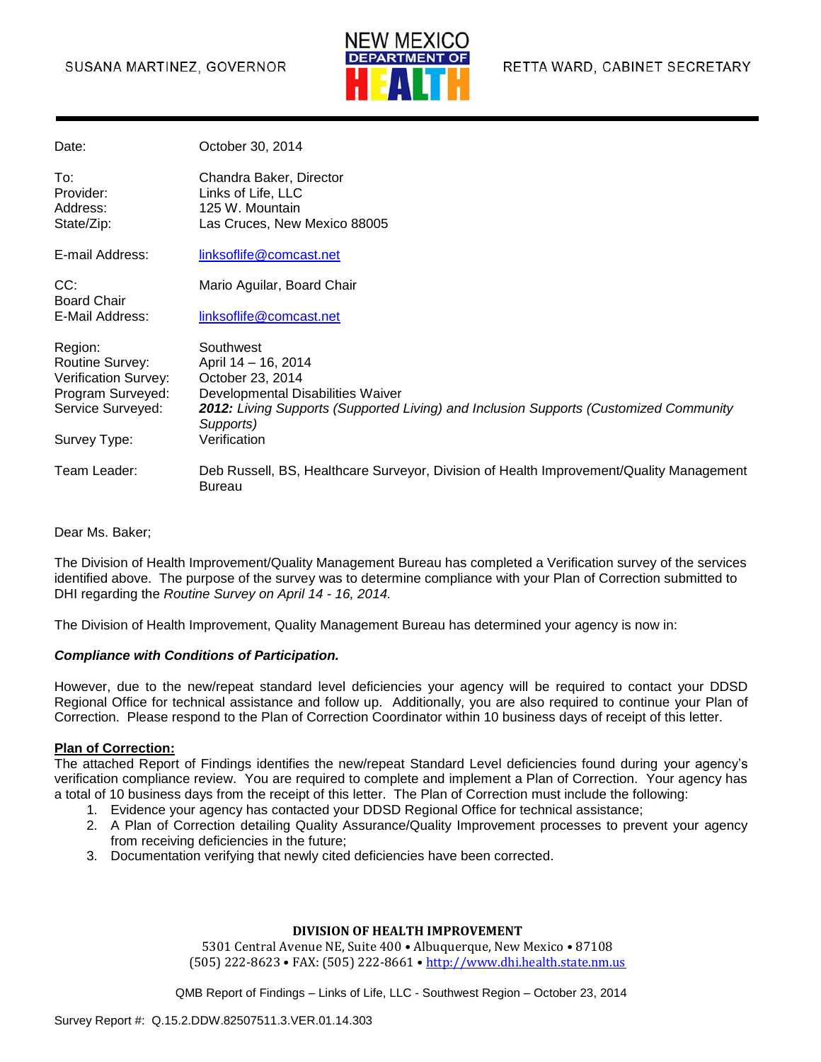SUSANA MARTINEZ, GOVERNOR

NEW MEXICO DEPARTMENT OF HEALTH

RETTA WARD, CABINET SECRETARY

| | |
|---|---|
| Date: | October 30, 2014 |
| To: | Chandra Baker, Director |
| Provider: | Links of Life, LLC |
| Address: | 125 W. Mountain |
| State/Zip: | Las Cruces, New Mexico 88005 |
| E-mail Address: | linksoflife@comcast.net |
| CC: Board Chair | Mario Aguilar, Board Chair |
| E-Mail Address: | linksoflife@comcast.net |
| Region: | Southwest |
| Routine Survey: | April 14 – 16, 2014 |
| Verification Survey: | October 23, 2014 |
| Program Surveyed: | Developmental Disabilities Waiver |
| Service Surveyed: | ***2012:*** *Living Supports (Supported Living) and Inclusion Supports (Customized Community Supports)* |
| Survey Type: | Verification |
| Team Leader: | Deb Russell, BS, Healthcare Surveyor, Division of Health Improvement/Quality Management Bureau |

Dear Ms. Baker;

The Division of Health Improvement/Quality Management Bureau has completed a Verification survey of the services identified above. The purpose of the survey was to determine compliance with your Plan of Correction submitted to DHI regarding the *Routine Survey on April 14 - 16, 2014.*

The Division of Health Improvement, Quality Management Bureau has determined your agency is now in:

***Compliance with Conditions of Participation.***

However, due to the new/repeat standard level deficiencies your agency will be required to contact your DDSD Regional Office for technical assistance and follow up. Additionally, you are also required to continue your Plan of Correction. Please respond to the Plan of Correction Coordinator within 10 business days of receipt of this letter.

**Plan of Correction:**

The attached Report of Findings identifies the new/repeat Standard Level deficiencies found during your agency's verification compliance review. You are required to complete and implement a Plan of Correction. Your agency has a total of 10 business days from the receipt of this letter. The Plan of Correction must include the following:

1. Evidence your agency has contacted your DDSD Regional Office for technical assistance;
2. A Plan of Correction detailing Quality Assurance/Quality Improvement processes to prevent your agency from receiving deficiencies in the future;
3. Documentation verifying that newly cited deficiencies have been corrected.

**DIVISION OF HEALTH IMPROVEMENT**

5301 Central Avenue NE, Suite 400 • Albuquerque, New Mexico • 87108
(505) 222-8623 • FAX: (505) 222-8661 • http://www.dhi.health.state.nm.us

QMB Report of Findings – Links of Life, LLC - Southwest Region – October 23, 2014

Survey Report #: Q.15.2.DDW.82507511.3.VER.01.14.303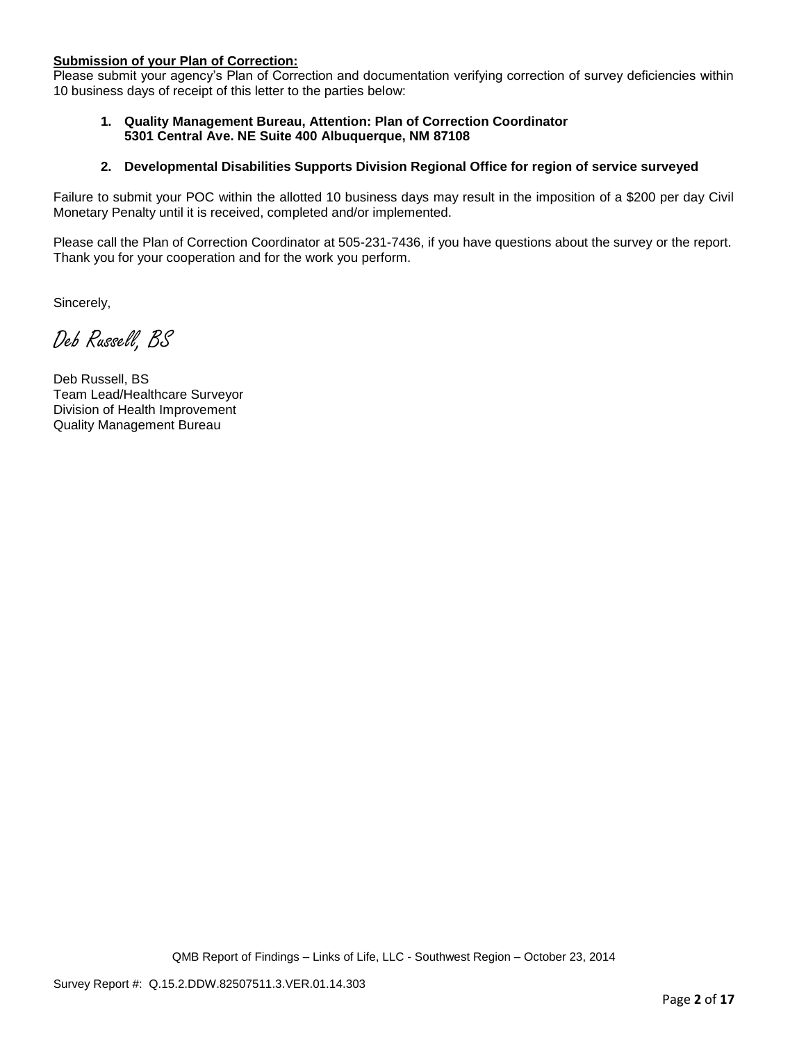**<u>Submission of your Plan of Correction:</u>**

Please submit your agency's Plan of Correction and documentation verifying correction of survey deficiencies within 10 business days of receipt of this letter to the parties below:

1. **Quality Management Bureau, Attention: Plan of Correction Coordinator 5301 Central Ave. NE Suite 400 Albuquerque, NM 87108**

2. **Developmental Disabilities Supports Division Regional Office for region of service surveyed**

Failure to submit your POC within the allotted 10 business days may result in the imposition of a $200 per day Civil Monetary Penalty until it is received, completed and/or implemented.

Please call the Plan of Correction Coordinator at 505-231-7436, if you have questions about the survey or the report. Thank you for your cooperation and for the work you perform.

Sincerely,

*Deb Russell, BS*

Deb Russell, BS
Team Lead/Healthcare Surveyor
Division of Health Improvement
Quality Management Bureau

QMB Report of Findings – Links of Life, LLC - Southwest Region – October 23, 2014

Survey Report #: Q.15.2.DDW.82507511.3.VER.01.14.303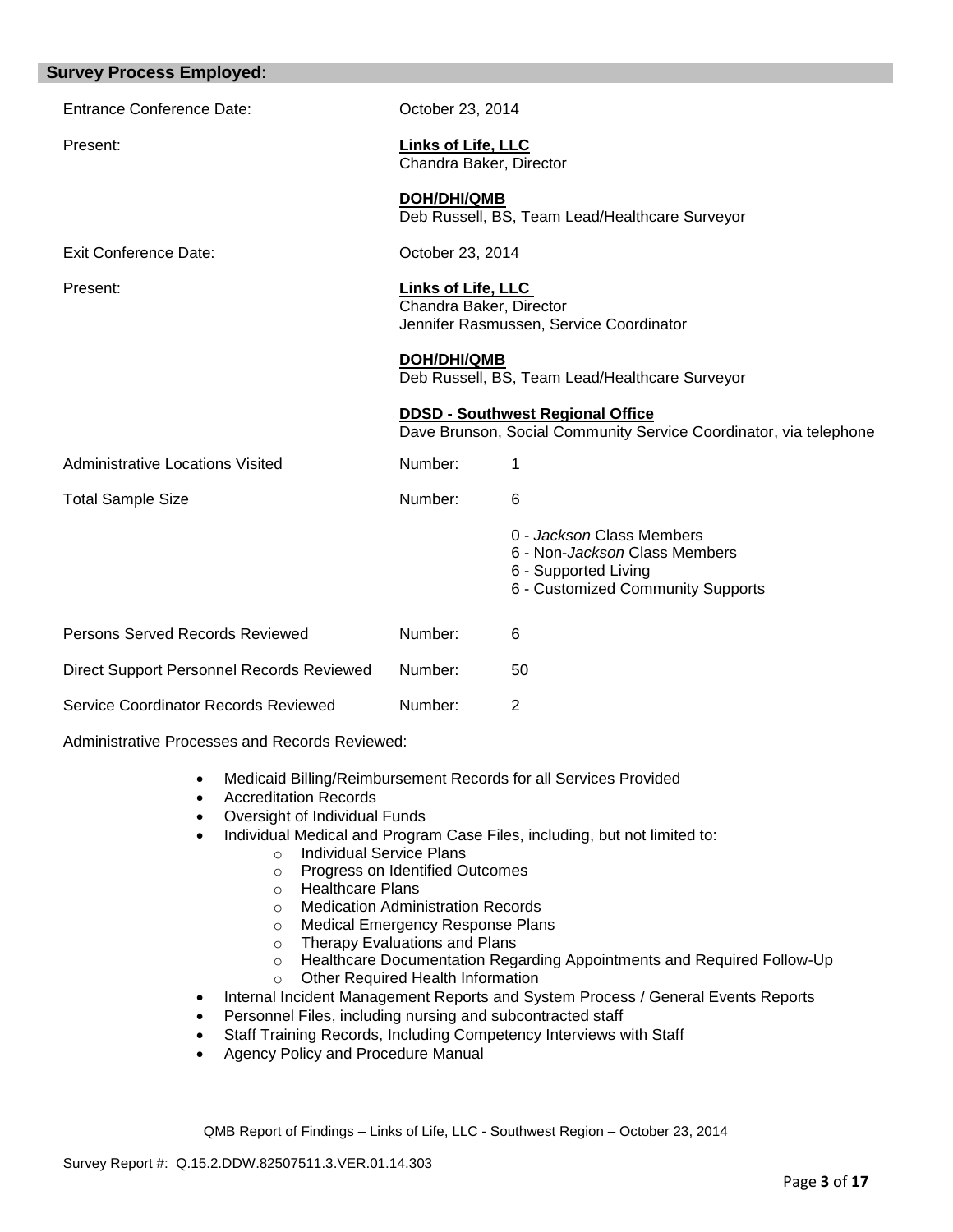## Survey Process Employed:

| | | |
|---|---|---|
| Entrance Conference Date: | October 23, 2014 | |
| Present: | **Links of Life, LLC**<br>Chandra Baker, Director<br><br>**DOH/DHI/QMB**<br>Deb Russell, BS, Team Lead/Healthcare Surveyor | |
| Exit Conference Date: | October 23, 2014 | |
| Present: | **Links of Life, LLC**<br>Chandra Baker, Director<br>Jennifer Rasmussen, Service Coordinator<br><br>**DOH/DHI/QMB**<br>Deb Russell, BS, Team Lead/Healthcare Surveyor<br><br>**DDSD - Southwest Regional Office**<br>Dave Brunson, Social Community Service Coordinator, via telephone | |
| Administrative Locations Visited | Number: | 1 |
| Total Sample Size | Number: | 6<br><br>0 - *Jackson* Class Members<br>6 - Non-*Jackson* Class Members<br>6 - Supported Living<br>6 - Customized Community Supports |
| Persons Served Records Reviewed | Number: | 6 |
| Direct Support Personnel Records Reviewed | Number: | 50 |
| Service Coordinator Records Reviewed | Number: | 2 |

Administrative Processes and Records Reviewed:

- Medicaid Billing/Reimbursement Records for all Services Provided
- Accreditation Records
- Oversight of Individual Funds
- Individual Medical and Program Case Files, including, but not limited to:
  - Individual Service Plans
  - Progress on Identified Outcomes
  - Healthcare Plans
  - Medication Administration Records
  - Medical Emergency Response Plans
  - Therapy Evaluations and Plans
  - Healthcare Documentation Regarding Appointments and Required Follow-Up
  - Other Required Health Information
- Internal Incident Management Reports and System Process / General Events Reports
- Personnel Files, including nursing and subcontracted staff
- Staff Training Records, Including Competency Interviews with Staff
- Agency Policy and Procedure Manual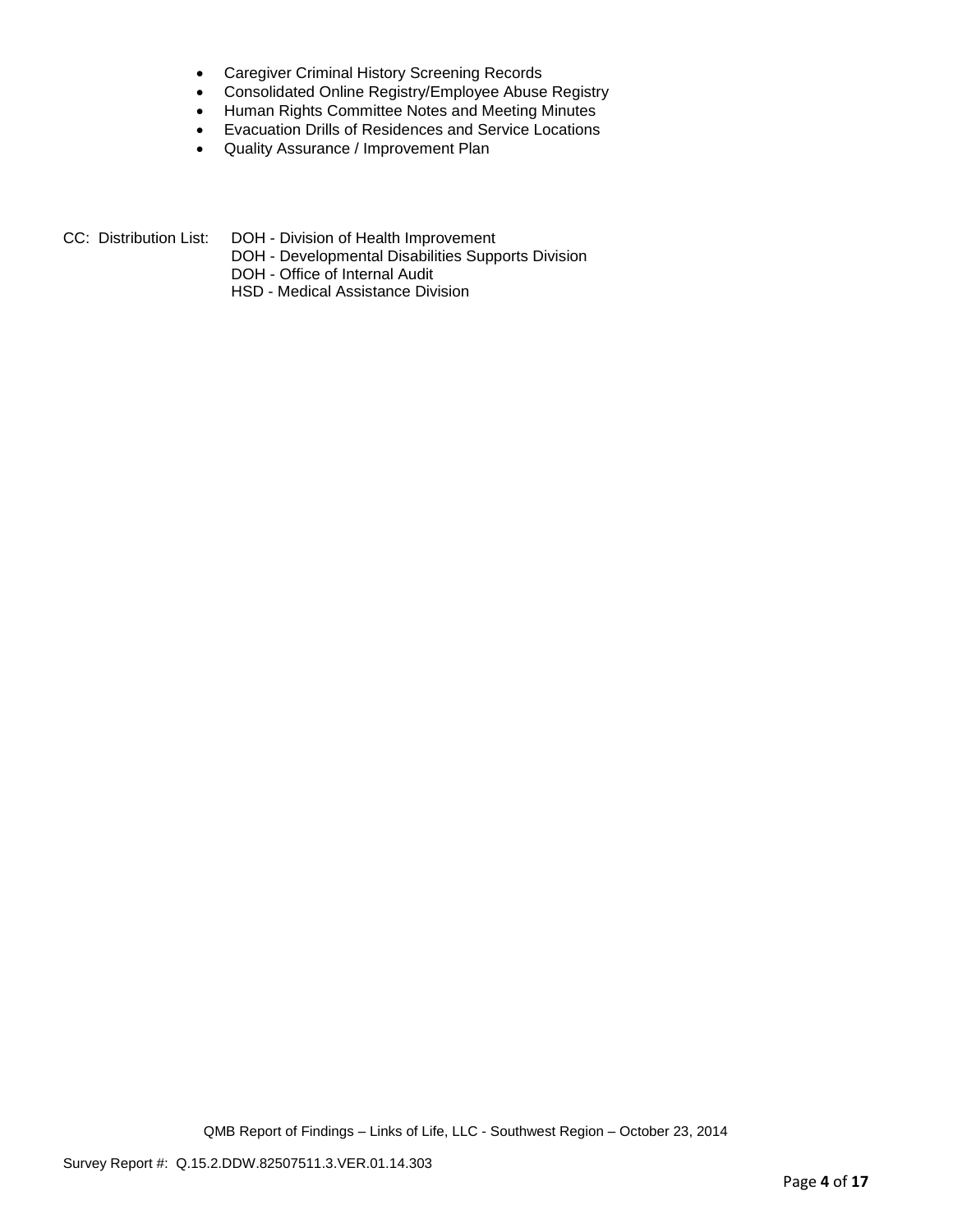- Caregiver Criminal History Screening Records
- Consolidated Online Registry/Employee Abuse Registry
- Human Rights Committee Notes and Meeting Minutes
- Evacuation Drills of Residences and Service Locations
- Quality Assurance / Improvement Plan

CC: Distribution List: DOH - Division of Health Improvement
DOH - Developmental Disabilities Supports Division
DOH - Office of Internal Audit
HSD - Medical Assistance Division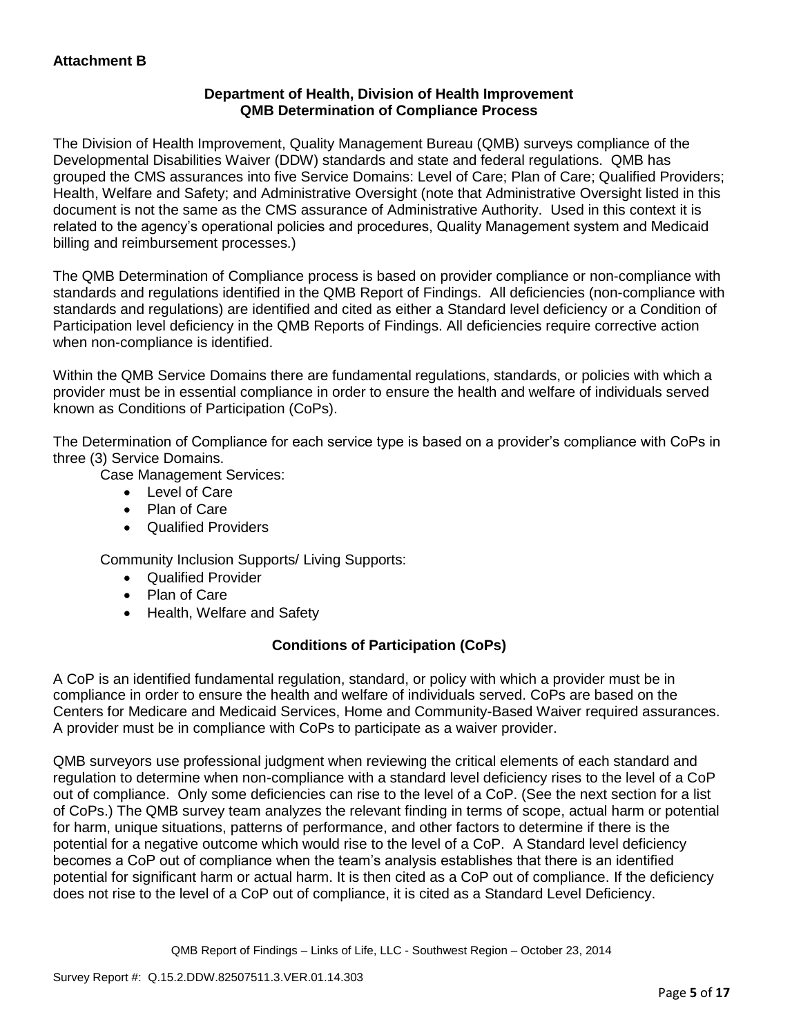**Attachment B**

**Department of Health, Division of Health Improvement**
**QMB Determination of Compliance Process**

The Division of Health Improvement, Quality Management Bureau (QMB) surveys compliance of the Developmental Disabilities Waiver (DDW) standards and state and federal regulations. QMB has grouped the CMS assurances into five Service Domains: Level of Care; Plan of Care; Qualified Providers; Health, Welfare and Safety; and Administrative Oversight (note that Administrative Oversight listed in this document is not the same as the CMS assurance of Administrative Authority. Used in this context it is related to the agency's operational policies and procedures, Quality Management system and Medicaid billing and reimbursement processes.)

The QMB Determination of Compliance process is based on provider compliance or non-compliance with standards and regulations identified in the QMB Report of Findings. All deficiencies (non-compliance with standards and regulations) are identified and cited as either a Standard level deficiency or a Condition of Participation level deficiency in the QMB Reports of Findings. All deficiencies require corrective action when non-compliance is identified.

Within the QMB Service Domains there are fundamental regulations, standards, or policies with which a provider must be in essential compliance in order to ensure the health and welfare of individuals served known as Conditions of Participation (CoPs).

The Determination of Compliance for each service type is based on a provider's compliance with CoPs in three (3) Service Domains.

Case Management Services:

- Level of Care
- Plan of Care
- Qualified Providers

Community Inclusion Supports/ Living Supports:

- Qualified Provider
- Plan of Care
- Health, Welfare and Safety

**Conditions of Participation (CoPs)**

A CoP is an identified fundamental regulation, standard, or policy with which a provider must be in compliance in order to ensure the health and welfare of individuals served. CoPs are based on the Centers for Medicare and Medicaid Services, Home and Community-Based Waiver required assurances. A provider must be in compliance with CoPs to participate as a waiver provider.

QMB surveyors use professional judgment when reviewing the critical elements of each standard and regulation to determine when non-compliance with a standard level deficiency rises to the level of a CoP out of compliance. Only some deficiencies can rise to the level of a CoP. (See the next section for a list of CoPs.) The QMB survey team analyzes the relevant finding in terms of scope, actual harm or potential for harm, unique situations, patterns of performance, and other factors to determine if there is the potential for a negative outcome which would rise to the level of a CoP. A Standard level deficiency becomes a CoP out of compliance when the team's analysis establishes that there is an identified potential for significant harm or actual harm. It is then cited as a CoP out of compliance. If the deficiency does not rise to the level of a CoP out of compliance, it is cited as a Standard Level Deficiency.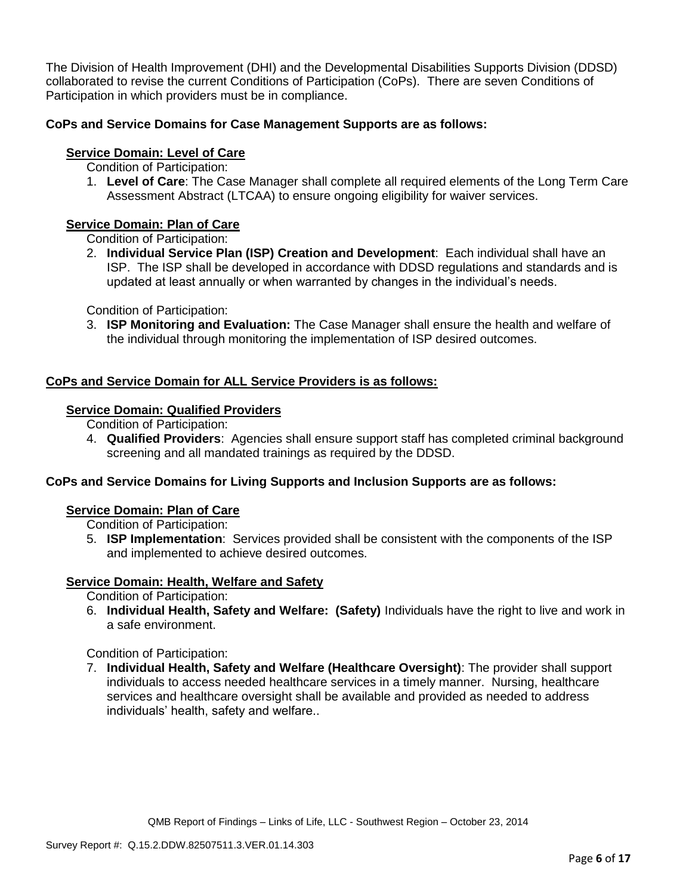The Division of Health Improvement (DHI) and the Developmental Disabilities Supports Division (DDSD) collaborated to revise the current Conditions of Participation (CoPs). There are seven Conditions of Participation in which providers must be in compliance.

**CoPs and Service Domains for Case Management Supports are as follows:**

**Service Domain: Level of Care**

Condition of Participation:

1. **Level of Care**: The Case Manager shall complete all required elements of the Long Term Care Assessment Abstract (LTCAA) to ensure ongoing eligibility for waiver services.

**Service Domain: Plan of Care**

Condition of Participation:

2. **Individual Service Plan (ISP) Creation and Development**: Each individual shall have an ISP. The ISP shall be developed in accordance with DDSD regulations and standards and is updated at least annually or when warranted by changes in the individual's needs.

Condition of Participation:

3. **ISP Monitoring and Evaluation:** The Case Manager shall ensure the health and welfare of the individual through monitoring the implementation of ISP desired outcomes.

**CoPs and Service Domain for ALL Service Providers is as follows:**

**Service Domain: Qualified Providers**

Condition of Participation:

4. **Qualified Providers**: Agencies shall ensure support staff has completed criminal background screening and all mandated trainings as required by the DDSD.

**CoPs and Service Domains for Living Supports and Inclusion Supports are as follows:**

**Service Domain: Plan of Care**

Condition of Participation:

5. **ISP Implementation**: Services provided shall be consistent with the components of the ISP and implemented to achieve desired outcomes.

**Service Domain: Health, Welfare and Safety**

Condition of Participation:

6. **Individual Health, Safety and Welfare: (Safety)** Individuals have the right to live and work in a safe environment.

Condition of Participation:

7. **Individual Health, Safety and Welfare (Healthcare Oversight)**: The provider shall support individuals to access needed healthcare services in a timely manner. Nursing, healthcare services and healthcare oversight shall be available and provided as needed to address individuals' health, safety and welfare..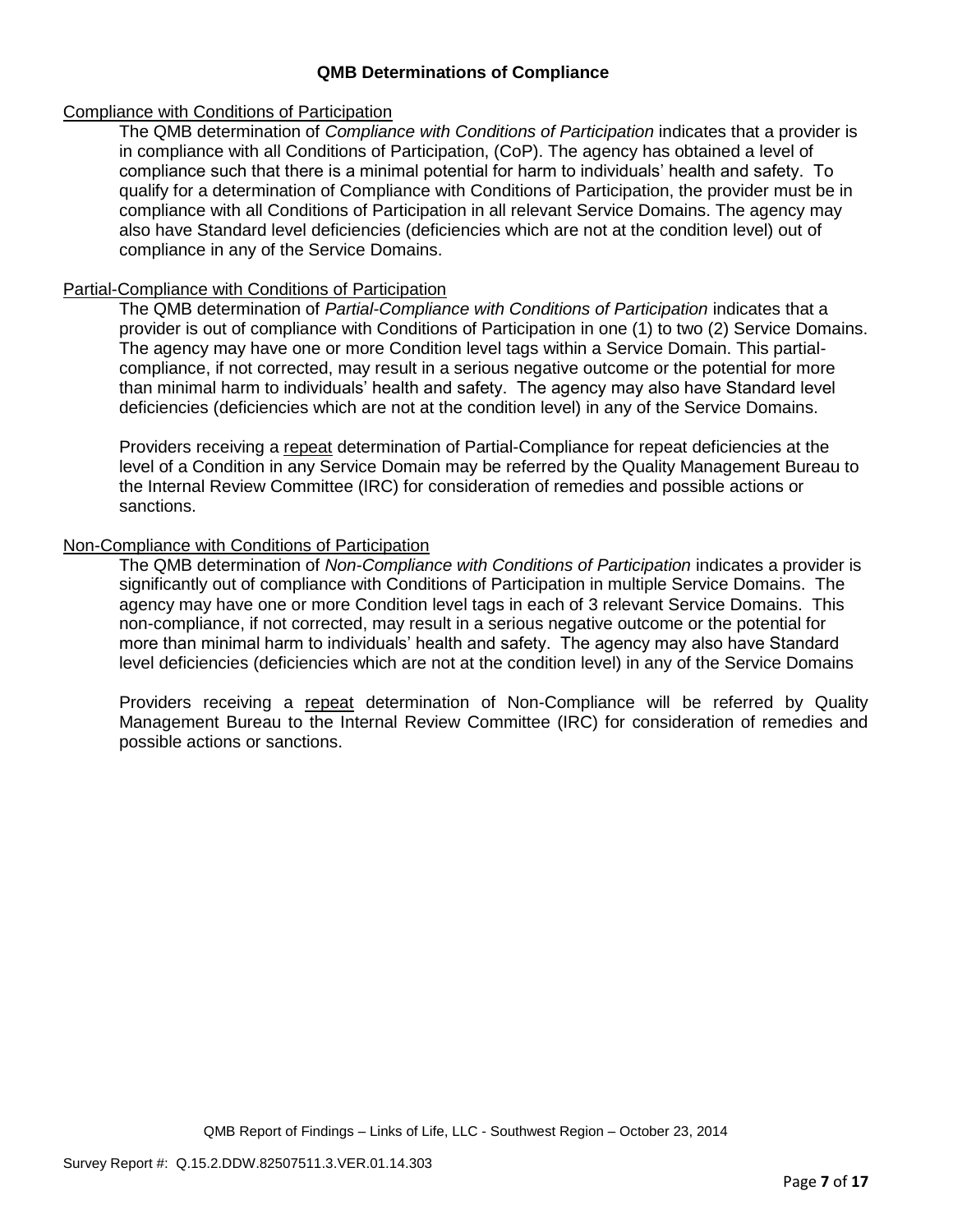## QMB Determinations of Compliance

<u>Compliance with Conditions of Participation</u>

The QMB determination of *Compliance with Conditions of Participation* indicates that a provider is in compliance with all Conditions of Participation, (CoP). The agency has obtained a level of compliance such that there is a minimal potential for harm to individuals' health and safety. To qualify for a determination of Compliance with Conditions of Participation, the provider must be in compliance with all Conditions of Participation in all relevant Service Domains. The agency may also have Standard level deficiencies (deficiencies which are not at the condition level) out of compliance in any of the Service Domains.

<u>Partial-Compliance with Conditions of Participation</u>

The QMB determination of *Partial-Compliance with Conditions of Participation* indicates that a provider is out of compliance with Conditions of Participation in one (1) to two (2) Service Domains. The agency may have one or more Condition level tags within a Service Domain. This partial-compliance, if not corrected, may result in a serious negative outcome or the potential for more than minimal harm to individuals' health and safety. The agency may also have Standard level deficiencies (deficiencies which are not at the condition level) in any of the Service Domains.

Providers receiving a <u>repeat</u> determination of Partial-Compliance for repeat deficiencies at the level of a Condition in any Service Domain may be referred by the Quality Management Bureau to the Internal Review Committee (IRC) for consideration of remedies and possible actions or sanctions.

<u>Non-Compliance with Conditions of Participation</u>

The QMB determination of *Non-Compliance with Conditions of Participation* indicates a provider is significantly out of compliance with Conditions of Participation in multiple Service Domains. The agency may have one or more Condition level tags in each of 3 relevant Service Domains. This non-compliance, if not corrected, may result in a serious negative outcome or the potential for more than minimal harm to individuals' health and safety. The agency may also have Standard level deficiencies (deficiencies which are not at the condition level) in any of the Service Domains

Providers receiving a <u>repeat</u> determination of Non-Compliance will be referred by Quality Management Bureau to the Internal Review Committee (IRC) for consideration of remedies and possible actions or sanctions.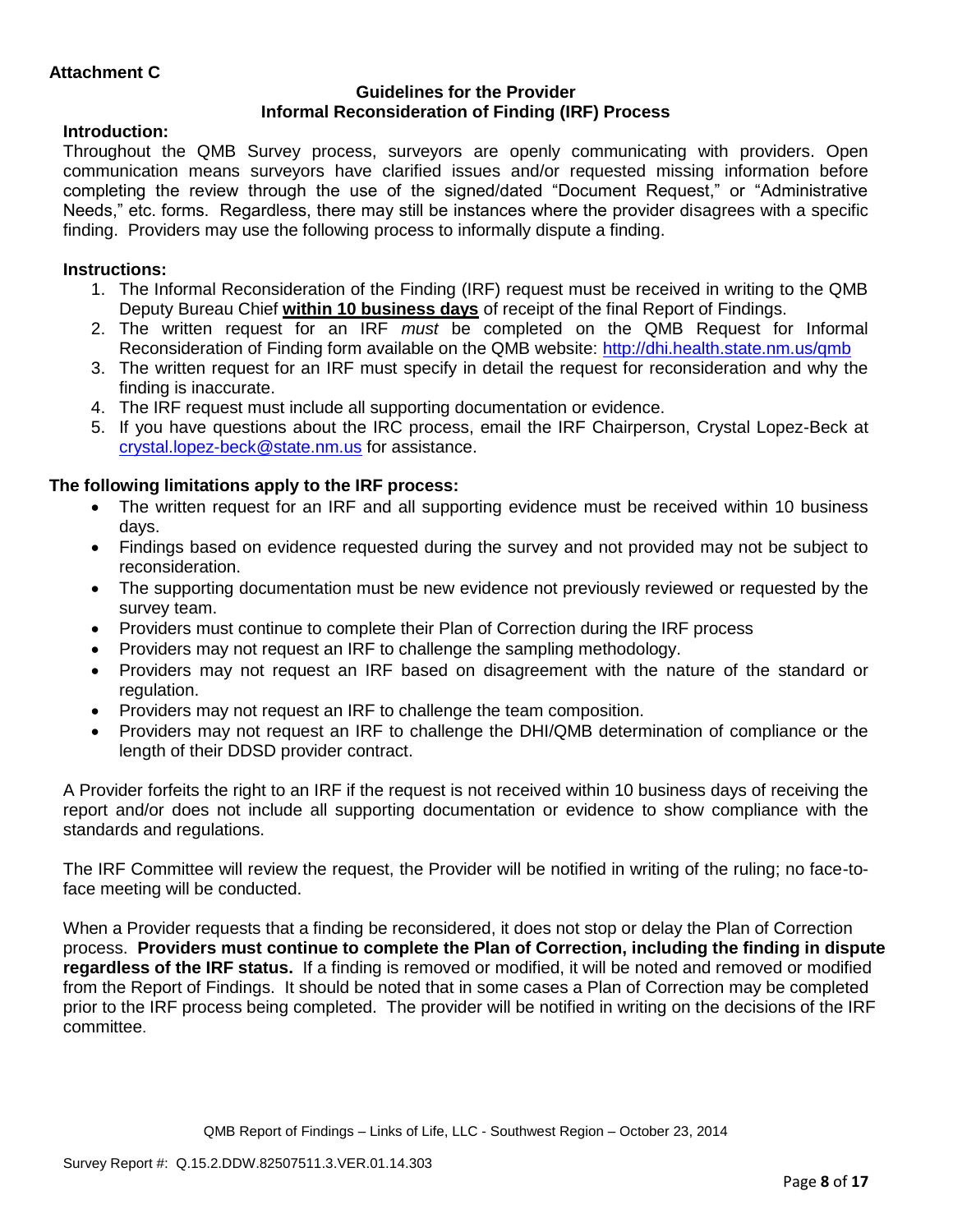**Attachment C**

**Guidelines for the Provider**
**Informal Reconsideration of Finding (IRF) Process**

**Introduction:**

Throughout the QMB Survey process, surveyors are openly communicating with providers. Open communication means surveyors have clarified issues and/or requested missing information before completing the review through the use of the signed/dated "Document Request," or "Administrative Needs," etc. forms. Regardless, there may still be instances where the provider disagrees with a specific finding. Providers may use the following process to informally dispute a finding.

**Instructions:**

1. The Informal Reconsideration of the Finding (IRF) request must be received in writing to the QMB Deputy Bureau Chief **within 10 business days** of receipt of the final Report of Findings.
2. The written request for an IRF *must* be completed on the QMB Request for Informal Reconsideration of Finding form available on the QMB website: http://dhi.health.state.nm.us/qmb
3. The written request for an IRF must specify in detail the request for reconsideration and why the finding is inaccurate.
4. The IRF request must include all supporting documentation or evidence.
5. If you have questions about the IRC process, email the IRF Chairperson, Crystal Lopez-Beck at crystal.lopez-beck@state.nm.us for assistance.

**The following limitations apply to the IRF process:**

- The written request for an IRF and all supporting evidence must be received within 10 business days.
- Findings based on evidence requested during the survey and not provided may not be subject to reconsideration.
- The supporting documentation must be new evidence not previously reviewed or requested by the survey team.
- Providers must continue to complete their Plan of Correction during the IRF process
- Providers may not request an IRF to challenge the sampling methodology.
- Providers may not request an IRF based on disagreement with the nature of the standard or regulation.
- Providers may not request an IRF to challenge the team composition.
- Providers may not request an IRF to challenge the DHI/QMB determination of compliance or the length of their DDSD provider contract.

A Provider forfeits the right to an IRF if the request is not received within 10 business days of receiving the report and/or does not include all supporting documentation or evidence to show compliance with the standards and regulations.

The IRF Committee will review the request, the Provider will be notified in writing of the ruling; no face-to-face meeting will be conducted.

When a Provider requests that a finding be reconsidered, it does not stop or delay the Plan of Correction process. **Providers must continue to complete the Plan of Correction, including the finding in dispute regardless of the IRF status.** If a finding is removed or modified, it will be noted and removed or modified from the Report of Findings. It should be noted that in some cases a Plan of Correction may be completed prior to the IRF process being completed. The provider will be notified in writing on the decisions of the IRF committee.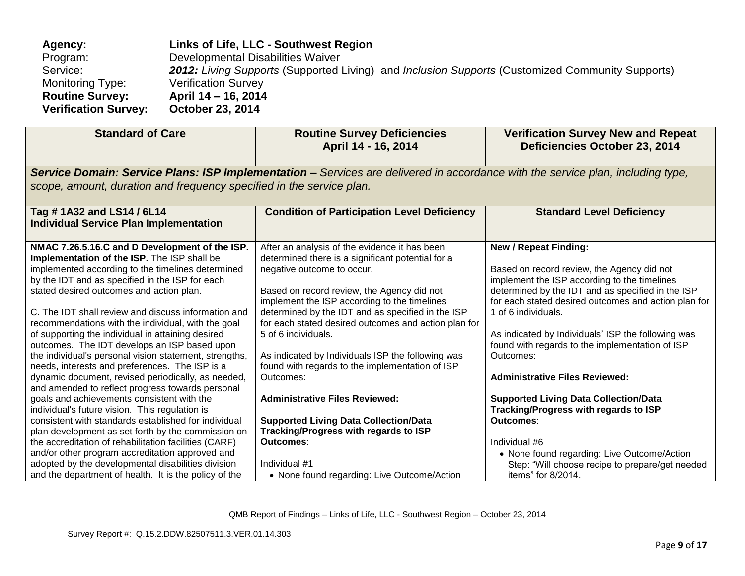**Agency:** **Links of Life, LLC - Southwest Region**
Program: Developmental Disabilities Waiver
Service: ***2012:*** *Living Supports* (Supported Living) and *Inclusion Supports* (Customized Community Supports)
Monitoring Type: Verification Survey
**Routine Survey:** **April 14 – 16, 2014**
**Verification Survey:** **October 23, 2014**

| Standard of Care | Routine Survey Deficiencies April 14 - 16, 2014 | Verification Survey New and Repeat Deficiencies October 23, 2014 |
|---|---|---|
| ***Service Domain: Service Plans: ISP Implementation –*** *Services are delivered in accordance with the service plan, including type, scope, amount, duration and frequency specified in the service plan.* | | |
| **Tag # 1A32 and LS14 / 6L14 Individual Service Plan Implementation** | **Condition of Participation Level Deficiency** | **Standard Level Deficiency** |
| **NMAC 7.26.5.16.C and D Development of the ISP. Implementation of the ISP.** The ISP shall be implemented according to the timelines determined by the IDT and as specified in the ISP for each stated desired outcomes and action plan.<br><br>C. The IDT shall review and discuss information and recommendations with the individual, with the goal of supporting the individual in attaining desired outcomes. The IDT develops an ISP based upon the individual's personal vision statement, strengths, needs, interests and preferences. The ISP is a dynamic document, revised periodically, as needed, and amended to reflect progress towards personal goals and achievements consistent with the individual's future vision. This regulation is consistent with standards established for individual plan development as set forth by the commission on the accreditation of rehabilitation facilities (CARF) and/or other program accreditation approved and adopted by the developmental disabilities division and the department of health. It is the policy of the | After an analysis of the evidence it has been determined there is a significant potential for a negative outcome to occur.<br><br>Based on record review, the Agency did not implement the ISP according to the timelines determined by the IDT and as specified in the ISP for each stated desired outcomes and action plan for 5 of 6 individuals.<br><br>As indicated by Individuals ISP the following was found with regards to the implementation of ISP Outcomes:<br><br>**Administrative Files Reviewed:**<br><br>**Supported Living Data Collection/Data Tracking/Progress with regards to ISP Outcomes**:<br><br>Individual #1<br>• None found regarding: Live Outcome/Action | **New / Repeat Finding:**<br><br>Based on record review, the Agency did not implement the ISP according to the timelines determined by the IDT and as specified in the ISP for each stated desired outcomes and action plan for 1 of 6 individuals.<br><br>As indicated by Individuals' ISP the following was found with regards to the implementation of ISP Outcomes:<br><br>**Administrative Files Reviewed:**<br><br>**Supported Living Data Collection/Data Tracking/Progress with regards to ISP Outcomes**:<br><br>Individual #6<br>• None found regarding: Live Outcome/Action Step: "Will choose recipe to prepare/get needed items" for 8/2014. |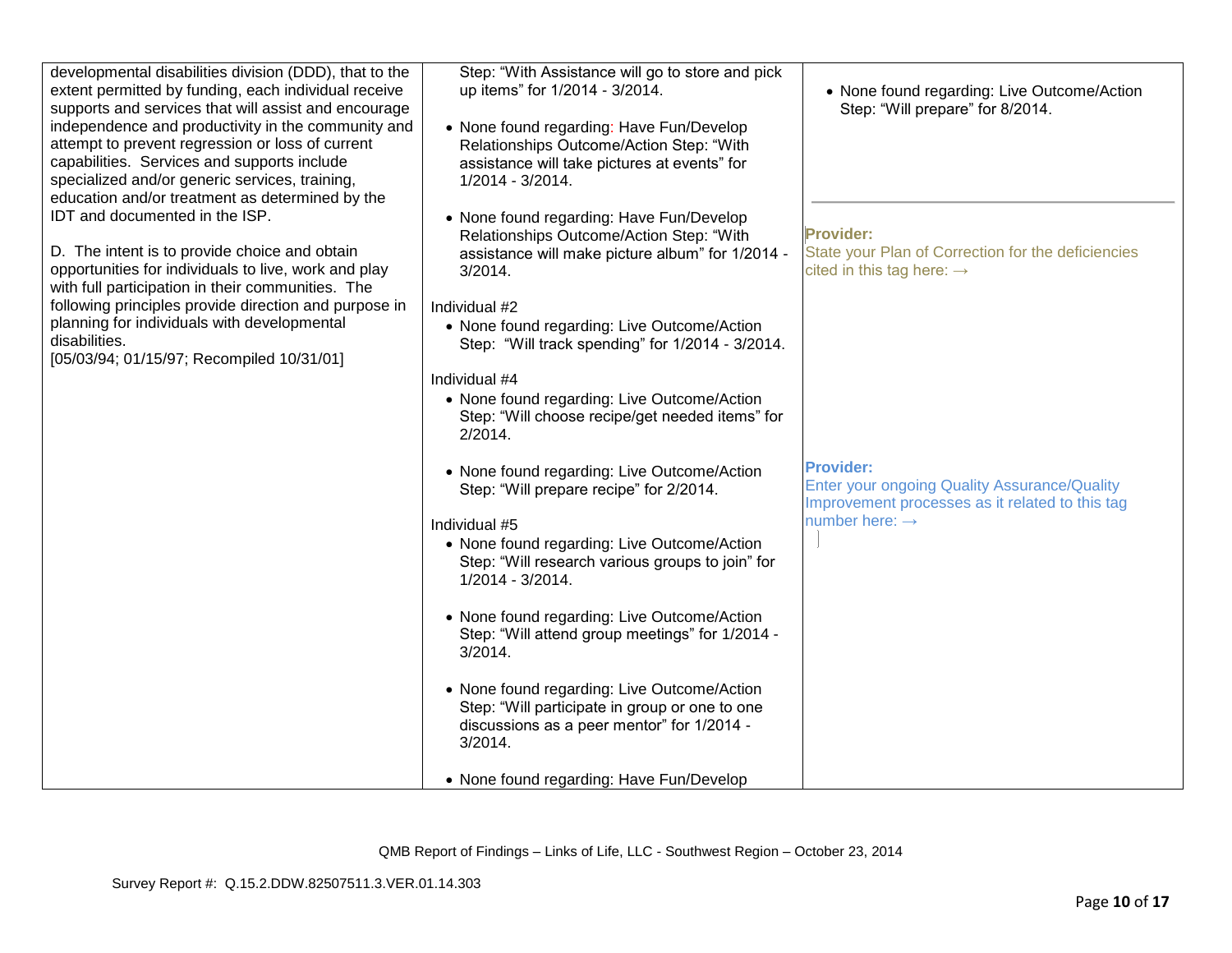| | | |
|---|---|---|
| developmental disabilities division (DDD), that to the extent permitted by funding, each individual receive supports and services that will assist and encourage independence and productivity in the community and attempt to prevent regression or loss of current capabilities. Services and supports include specialized and/or generic services, training, education and/or treatment as determined by the IDT and documented in the ISP.<br><br>D. The intent is to provide choice and obtain opportunities for individuals to live, work and play with full participation in their communities. The following principles provide direction and purpose in planning for individuals with developmental disabilities.<br>[05/03/94; 01/15/97; Recompiled 10/31/01] | Step: "With Assistance will go to store and pick up items" for 1/2014 - 3/2014.<br><br>• None found regarding: Have Fun/Develop Relationships Outcome/Action Step: "With assistance will take pictures at events" for 1/2014 - 3/2014.<br><br>• None found regarding: Have Fun/Develop Relationships Outcome/Action Step: "With assistance will make picture album" for 1/2014 - 3/2014.<br><br>Individual #2<br>• None found regarding: Live Outcome/Action Step: "Will track spending" for 1/2014 - 3/2014.<br><br>Individual #4<br>• None found regarding: Live Outcome/Action Step: "Will choose recipe/get needed items" for 2/2014.<br><br>• None found regarding: Live Outcome/Action Step: "Will prepare recipe" for 2/2014.<br><br>Individual #5<br>• None found regarding: Live Outcome/Action Step: "Will research various groups to join" for 1/2014 - 3/2014.<br><br>• None found regarding: Live Outcome/Action Step: "Will attend group meetings" for 1/2014 - 3/2014.<br><br>• None found regarding: Live Outcome/Action Step: "Will participate in group or one to one discussions as a peer mentor" for 1/2014 - 3/2014.<br><br>• None found regarding: Have Fun/Develop | • None found regarding: Live Outcome/Action Step: "Will prepare" for 8/2014.<br><br>**Provider:**<br>State your Plan of Correction for the deficiencies cited in this tag here: →<br><br>**Provider:**<br>Enter your ongoing Quality Assurance/Quality Improvement processes as it related to this tag number here: → |

QMB Report of Findings – Links of Life, LLC - Southwest Region – October 23, 2014

Survey Report #: Q.15.2.DDW.82507511.3.VER.01.14.303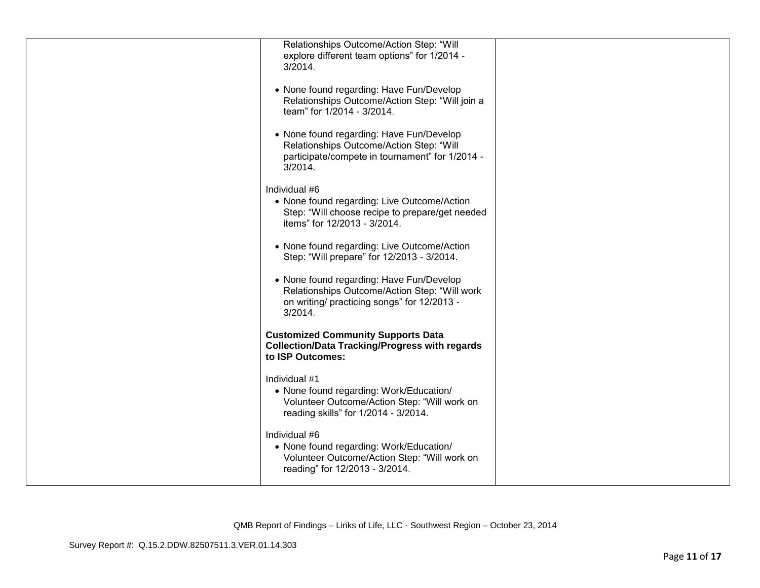| | | |
|---|---|---|
| | Relationships Outcome/Action Step: "Will explore different team options" for 1/2014 - 3/2014.<br><br>• None found regarding: Have Fun/Develop Relationships Outcome/Action Step: "Will join a team" for 1/2014 - 3/2014.<br><br>• None found regarding: Have Fun/Develop Relationships Outcome/Action Step: "Will participate/compete in tournament" for 1/2014 - 3/2014.<br><br>Individual #6<br>• None found regarding: Live Outcome/Action Step: "Will choose recipe to prepare/get needed items" for 12/2013 - 3/2014.<br><br>• None found regarding: Live Outcome/Action Step: "Will prepare" for 12/2013 - 3/2014.<br><br>• None found regarding: Have Fun/Develop Relationships Outcome/Action Step: "Will work on writing/ practicing songs" for 12/2013 - 3/2014.<br><br>**Customized Community Supports Data Collection/Data Tracking/Progress with regards to ISP Outcomes:**<br><br>Individual #1<br>• None found regarding: Work/Education/ Volunteer Outcome/Action Step: "Will work on reading skills" for 1/2014 - 3/2014.<br><br>Individual #6<br>• None found regarding: Work/Education/ Volunteer Outcome/Action Step: "Will work on reading" for 12/2013 - 3/2014. | |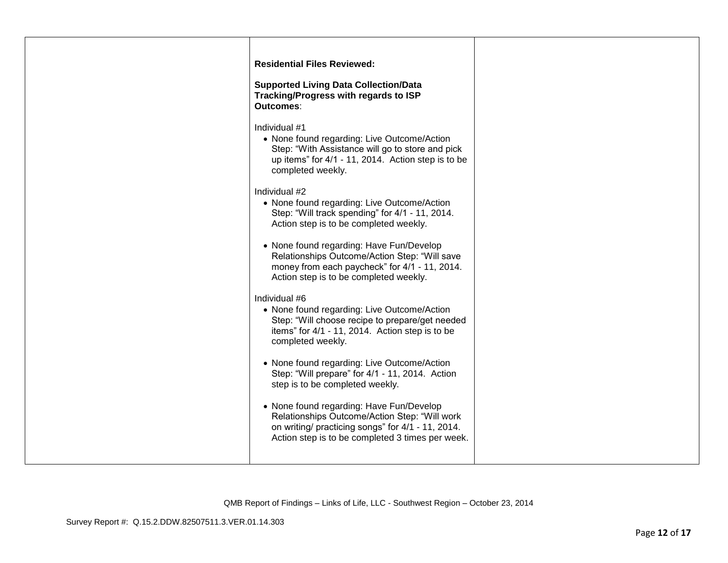| | | |
|---|---|---|
| | **Residential Files Reviewed:**<br><br>**Supported Living Data Collection/Data Tracking/Progress with regards to ISP Outcomes**:<br><br>Individual #1<br>• None found regarding: Live Outcome/Action Step: "With Assistance will go to store and pick up items" for 4/1 - 11, 2014. Action step is to be completed weekly.<br><br>Individual #2<br>• None found regarding: Live Outcome/Action Step: "Will track spending" for 4/1 - 11, 2014. Action step is to be completed weekly.<br><br>• None found regarding: Have Fun/Develop Relationships Outcome/Action Step: "Will save money from each paycheck" for 4/1 - 11, 2014. Action step is to be completed weekly.<br><br>Individual #6<br>• None found regarding: Live Outcome/Action Step: "Will choose recipe to prepare/get needed items" for 4/1 - 11, 2014. Action step is to be completed weekly.<br><br>• None found regarding: Live Outcome/Action Step: "Will prepare" for 4/1 - 11, 2014. Action step is to be completed weekly.<br><br>• None found regarding: Have Fun/Develop Relationships Outcome/Action Step: "Will work on writing/ practicing songs" for 4/1 - 11, 2014. Action step is to be completed 3 times per week. | |

QMB Report of Findings – Links of Life, LLC - Southwest Region – October 23, 2014

Survey Report #: Q.15.2.DDW.82507511.3.VER.01.14.303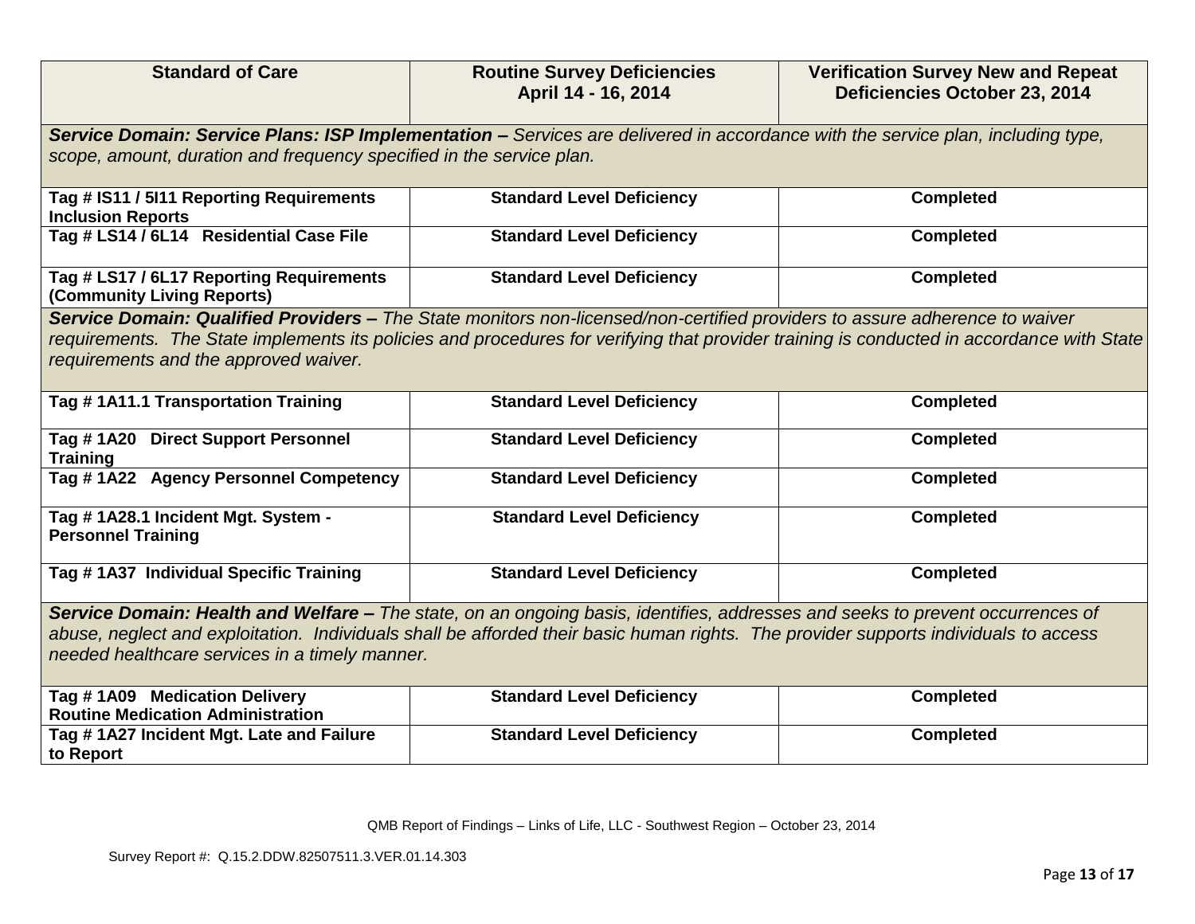| Standard of Care | Routine Survey Deficiencies April 14 - 16, 2014 | Verification Survey New and Repeat Deficiencies October 23, 2014 |
|---|---|---|
| ***Service Domain: Service Plans: ISP Implementation –*** *Services are delivered in accordance with the service plan, including type, scope, amount, duration and frequency specified in the service plan.* | | |
| **Tag # IS11 / 5I11 Reporting Requirements Inclusion Reports** | **Standard Level Deficiency** | **Completed** |
| **Tag # LS14 / 6L14 Residential Case File** | **Standard Level Deficiency** | **Completed** |
| **Tag # LS17 / 6L17 Reporting Requirements (Community Living Reports)** | **Standard Level Deficiency** | **Completed** |
| ***Service Domain: Qualified Providers –*** *The State monitors non-licensed/non-certified providers to assure adherence to waiver requirements. The State implements its policies and procedures for verifying that provider training is conducted in accordance with State requirements and the approved waiver.* | | |
| **Tag # 1A11.1 Transportation Training** | **Standard Level Deficiency** | **Completed** |
| **Tag # 1A20 Direct Support Personnel Training** | **Standard Level Deficiency** | **Completed** |
| **Tag # 1A22 Agency Personnel Competency** | **Standard Level Deficiency** | **Completed** |
| **Tag # 1A28.1 Incident Mgt. System - Personnel Training** | **Standard Level Deficiency** | **Completed** |
| **Tag # 1A37 Individual Specific Training** | **Standard Level Deficiency** | **Completed** |
| ***Service Domain: Health and Welfare –*** *The state, on an ongoing basis, identifies, addresses and seeks to prevent occurrences of abuse, neglect and exploitation. Individuals shall be afforded their basic human rights. The provider supports individuals to access needed healthcare services in a timely manner.* | | |
| **Tag # 1A09 Medication Delivery Routine Medication Administration** | **Standard Level Deficiency** | **Completed** |
| **Tag # 1A27 Incident Mgt. Late and Failure to Report** | **Standard Level Deficiency** | **Completed** |

QMB Report of Findings – Links of Life, LLC - Southwest Region – October 23, 2014

Survey Report #: Q.15.2.DDW.82507511.3.VER.01.14.303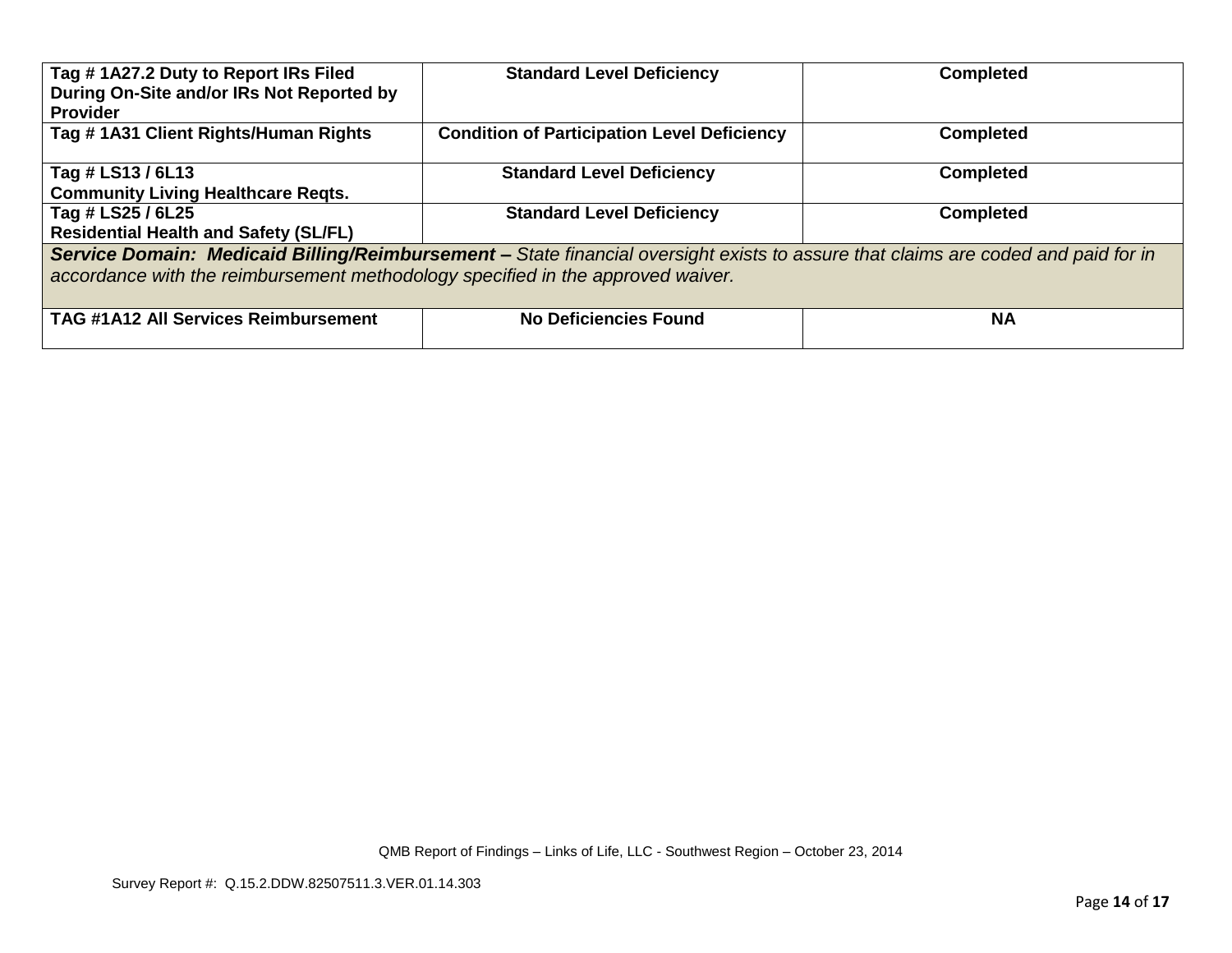| | | |
|---|---|---|
| **Tag # 1A27.2 Duty to Report IRs Filed During On-Site and/or IRs Not Reported by Provider** | **Standard Level Deficiency** | **Completed** |
| **Tag # 1A31 Client Rights/Human Rights** | **Condition of Participation Level Deficiency** | **Completed** |
| **Tag # LS13 / 6L13 Community Living Healthcare Reqts.** | **Standard Level Deficiency** | **Completed** |
| **Tag # LS25 / 6L25 Residential Health and Safety (SL/FL)** | **Standard Level Deficiency** | **Completed** |
| ***Service Domain: Medicaid Billing/Reimbursement –*** *State financial oversight exists to assure that claims are coded and paid for in accordance with the reimbursement methodology specified in the approved waiver.* | | |
| **TAG #1A12 All Services Reimbursement** | **No Deficiencies Found** | **NA** |

QMB Report of Findings – Links of Life, LLC - Southwest Region – October 23, 2014

Survey Report #: Q.15.2.DDW.82507511.3.VER.01.14.303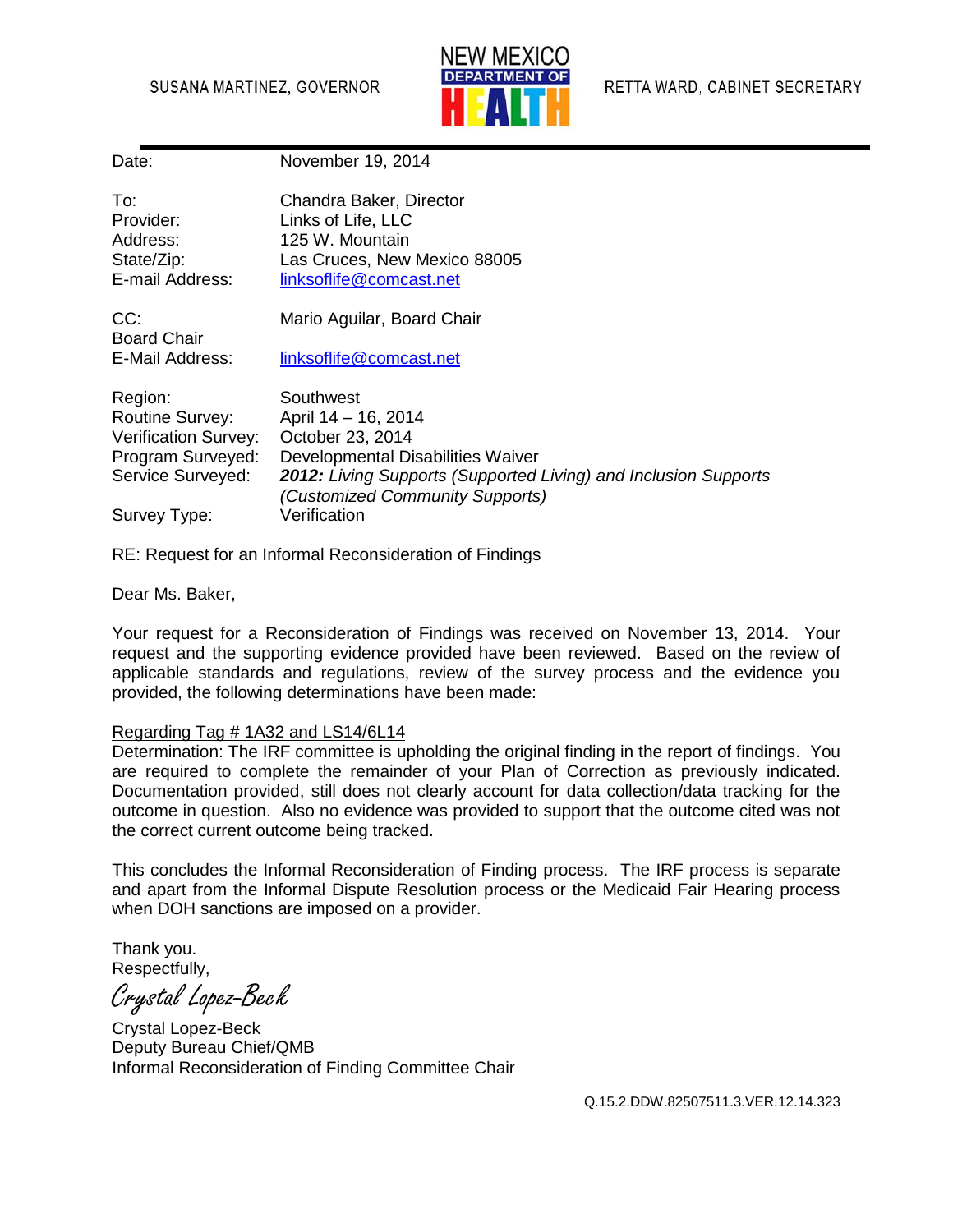SUSANA MARTINEZ, GOVERNOR

NEW MEXICO DEPARTMENT OF HEALTH

RETTA WARD, CABINET SECRETARY

| | |
|---|---|
| Date: | November 19, 2014 |
| To: | Chandra Baker, Director |
| Provider: | Links of Life, LLC |
| Address: | 125 W. Mountain |
| State/Zip: | Las Cruces, New Mexico 88005 |
| E-mail Address: | linksoflife@comcast.net |
| CC: Board Chair | Mario Aguilar, Board Chair |
| E-Mail Address: | linksoflife@comcast.net |
| Region: | Southwest |
| Routine Survey: | April 14 – 16, 2014 |
| Verification Survey: | October 23, 2014 |
| Program Surveyed: | Developmental Disabilities Waiver |
| Service Surveyed: | ***2012:*** *Living Supports (Supported Living) and Inclusion Supports (Customized Community Supports)* |
| Survey Type: | Verification |

RE: Request for an Informal Reconsideration of Findings

Dear Ms. Baker,

Your request for a Reconsideration of Findings was received on November 13, 2014. Your request and the supporting evidence provided have been reviewed. Based on the review of applicable standards and regulations, review of the survey process and the evidence you provided, the following determinations have been made:

Regarding Tag # 1A32 and LS14/6L14

Determination: The IRF committee is upholding the original finding in the report of findings. You are required to complete the remainder of your Plan of Correction as previously indicated. Documentation provided, still does not clearly account for data collection/data tracking for the outcome in question. Also no evidence was provided to support that the outcome cited was not the correct current outcome being tracked.

This concludes the Informal Reconsideration of Finding process. The IRF process is separate and apart from the Informal Dispute Resolution process or the Medicaid Fair Hearing process when DOH sanctions are imposed on a provider.

Thank you.
Respectfully,

*Crystal Lopez-Beck*

Crystal Lopez-Beck
Deputy Bureau Chief/QMB
Informal Reconsideration of Finding Committee Chair

Q.15.2.DDW.82507511.3.VER.12.14.323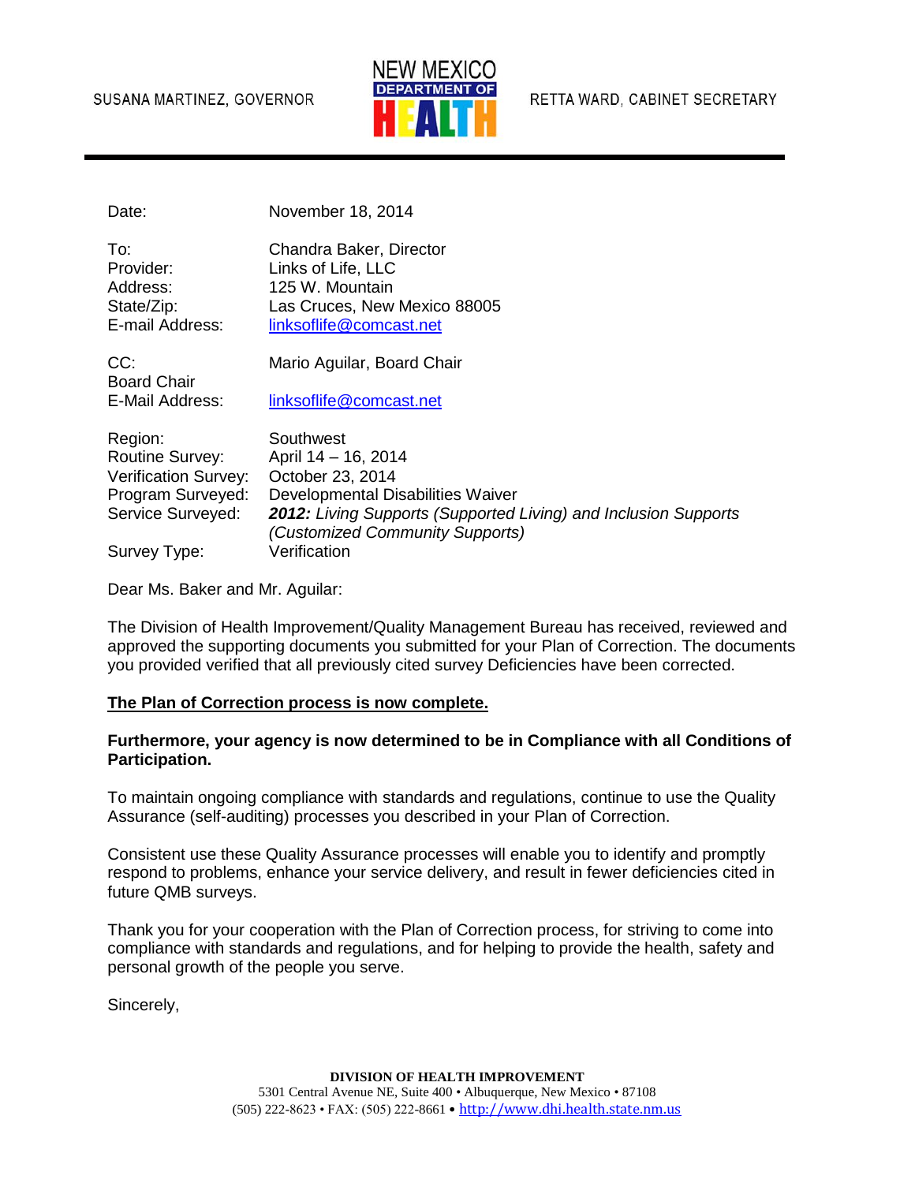SUSANA MARTINEZ, GOVERNOR

NEW MEXICO DEPARTMENT OF HEALTH

RETTA WARD, CABINET SECRETARY

| | |
|---|---|
| Date: | November 18, 2014 |
| To: | Chandra Baker, Director |
| Provider: | Links of Life, LLC |
| Address: | 125 W. Mountain |
| State/Zip: | Las Cruces, New Mexico 88005 |
| E-mail Address: | linksoflife@comcast.net |
| CC: | Mario Aguilar, Board Chair |
| Board Chair E-Mail Address: | linksoflife@comcast.net |
| Region: | Southwest |
| Routine Survey: | April 14 – 16, 2014 |
| Verification Survey: | October 23, 2014 |
| Program Surveyed: | Developmental Disabilities Waiver |
| Service Surveyed: | ***2012:*** *Living Supports (Supported Living) and Inclusion Supports (Customized Community Supports)* |
| Survey Type: | Verification |

Dear Ms. Baker and Mr. Aguilar:

The Division of Health Improvement/Quality Management Bureau has received, reviewed and approved the supporting documents you submitted for your Plan of Correction. The documents you provided verified that all previously cited survey Deficiencies have been corrected.

**<u>The Plan of Correction process is now complete.</u>**

**Furthermore, your agency is now determined to be in Compliance with all Conditions of Participation.**

To maintain ongoing compliance with standards and regulations, continue to use the Quality Assurance (self-auditing) processes you described in your Plan of Correction.

Consistent use these Quality Assurance processes will enable you to identify and promptly respond to problems, enhance your service delivery, and result in fewer deficiencies cited in future QMB surveys.

Thank you for your cooperation with the Plan of Correction process, for striving to come into compliance with standards and regulations, and for helping to provide the health, safety and personal growth of the people you serve.

Sincerely,

**DIVISION OF HEALTH IMPROVEMENT**
5301 Central Avenue NE, Suite 400 • Albuquerque, New Mexico • 87108
(505) 222-8623 • FAX: (505) 222-8661 • http://www.dhi.health.state.nm.us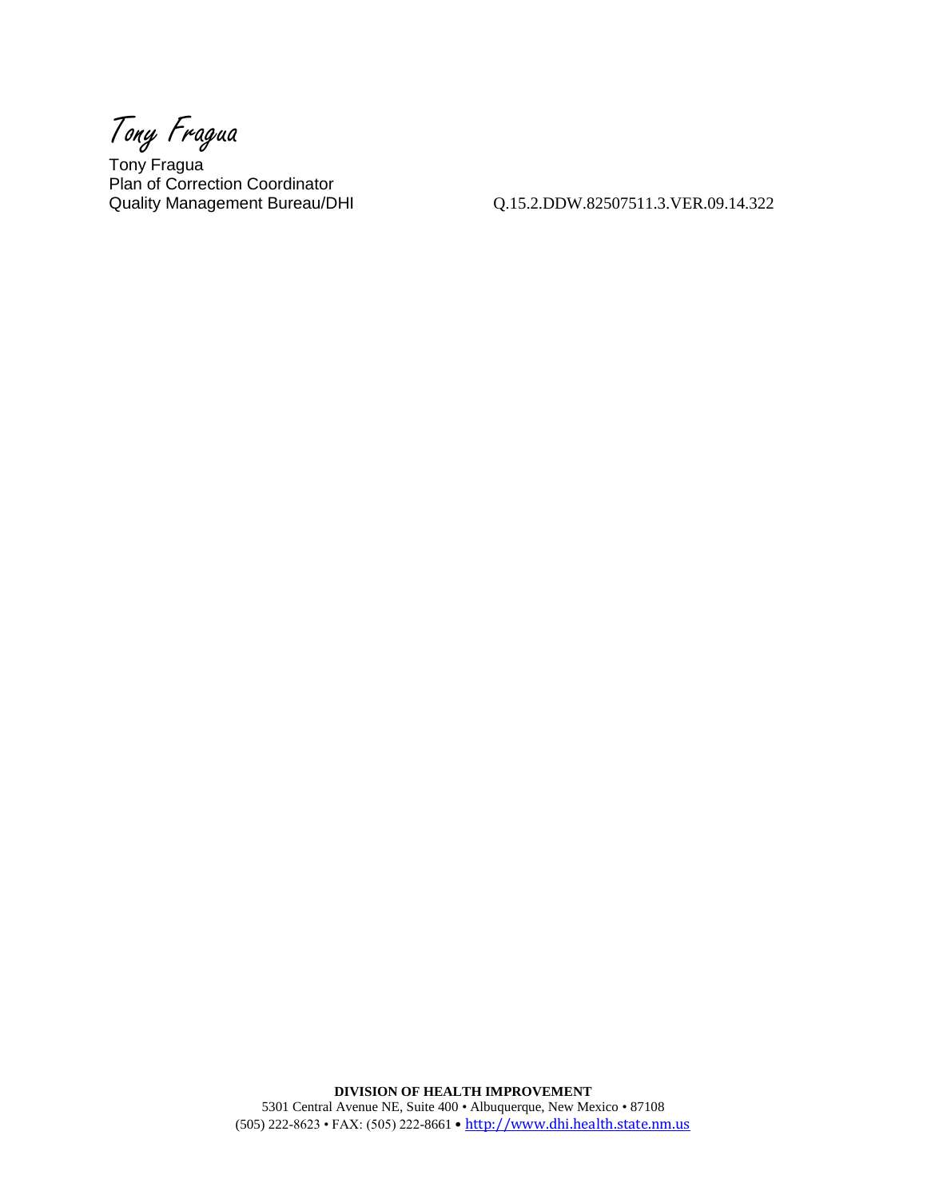*Tony Fragua*

Tony Fragua
Plan of Correction Coordinator
Quality Management Bureau/DHI

Q.15.2.DDW.82507511.3.VER.09.14.322

**DIVISION OF HEALTH IMPROVEMENT**
5301 Central Avenue NE, Suite 400 • Albuquerque, New Mexico • 87108
(505) 222-8623 • FAX: (505) 222-8661 • http://www.dhi.health.state.nm.us